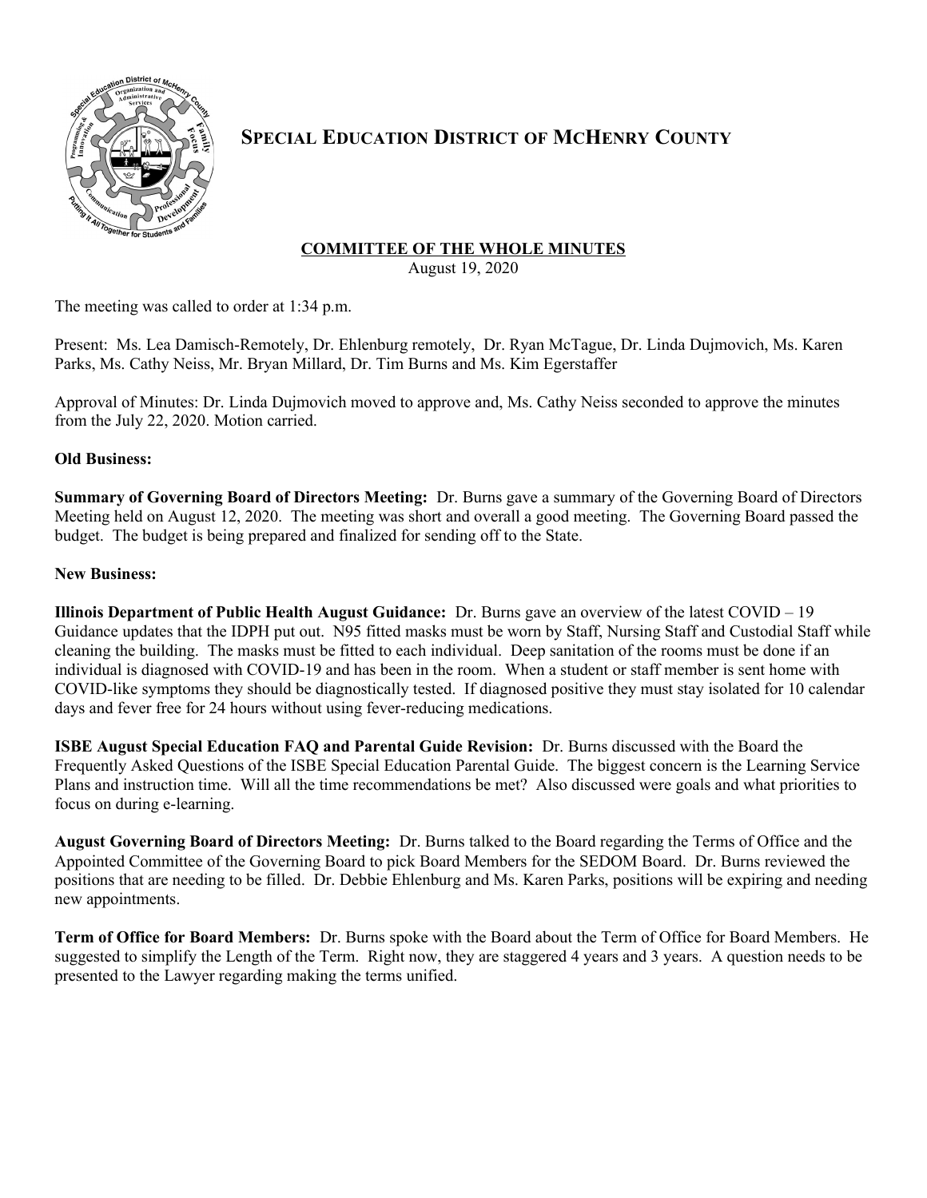# SPECIAL EDUCATION DISTRICT OF MCHENRY COUNTY

## COMMITTEE OF THE WHOLE MINUTES

August 19, 2020

The meeting was called to order at 1:34 p.m.

Present: Ms. Lea Damisch-Remotely, Dr. Ehlenburg remotely, Dr. Ryan McTague, Dr. Linda Dujmovich, Ms. Karen Parks, Ms. Cathy Neiss, Mr. Bryan Millard, Dr. Tim Burns and Ms. Kim Egerstaffer

Approval of Minutes: Dr. Linda Dujmovich moved to approve and, Ms. Cathy Neiss seconded to approve the minutes from the July 22, 2020. Motion carried.

**Old Business:**

**Summary of Governing Board of Directors Meeting:** Dr. Burns gave a summary of the Governing Board of Directors Meeting held on August 12, 2020. The meeting was short and overall a good meeting. The Governing Board passed the budget. The budget is being prepared and finalized for sending off to the State.

**New Business:**

**Illinois Department of Public Health August Guidance:** Dr. Burns gave an overview of the latest COVID – 19 Guidance updates that the IDPH put out. N95 fitted masks must be worn by Staff, Nursing Staff and Custodial Staff while cleaning the building. The masks must be fitted to each individual. Deep sanitation of the rooms must be done if an individual is diagnosed with COVID-19 and has been in the room. When a student or staff member is sent home with COVID-like symptoms they should be diagnostically tested. If diagnosed positive they must stay isolated for 10 calendar days and fever free for 24 hours without using fever-reducing medications.

**ISBE August Special Education FAQ and Parental Guide Revision:** Dr. Burns discussed with the Board the Frequently Asked Questions of the ISBE Special Education Parental Guide. The biggest concern is the Learning Service Plans and instruction time. Will all the time recommendations be met? Also discussed were goals and what priorities to focus on during e-learning.

**August Governing Board of Directors Meeting:** Dr. Burns talked to the Board regarding the Terms of Office and the Appointed Committee of the Governing Board to pick Board Members for the SEDOM Board. Dr. Burns reviewed the positions that are needing to be filled. Dr. Debbie Ehlenburg and Ms. Karen Parks, positions will be expiring and needing new appointments.

**Term of Office for Board Members:** Dr. Burns spoke with the Board about the Term of Office for Board Members. He suggested to simplify the Length of the Term. Right now, they are staggered 4 years and 3 years. A question needs to be presented to the Lawyer regarding making the terms unified.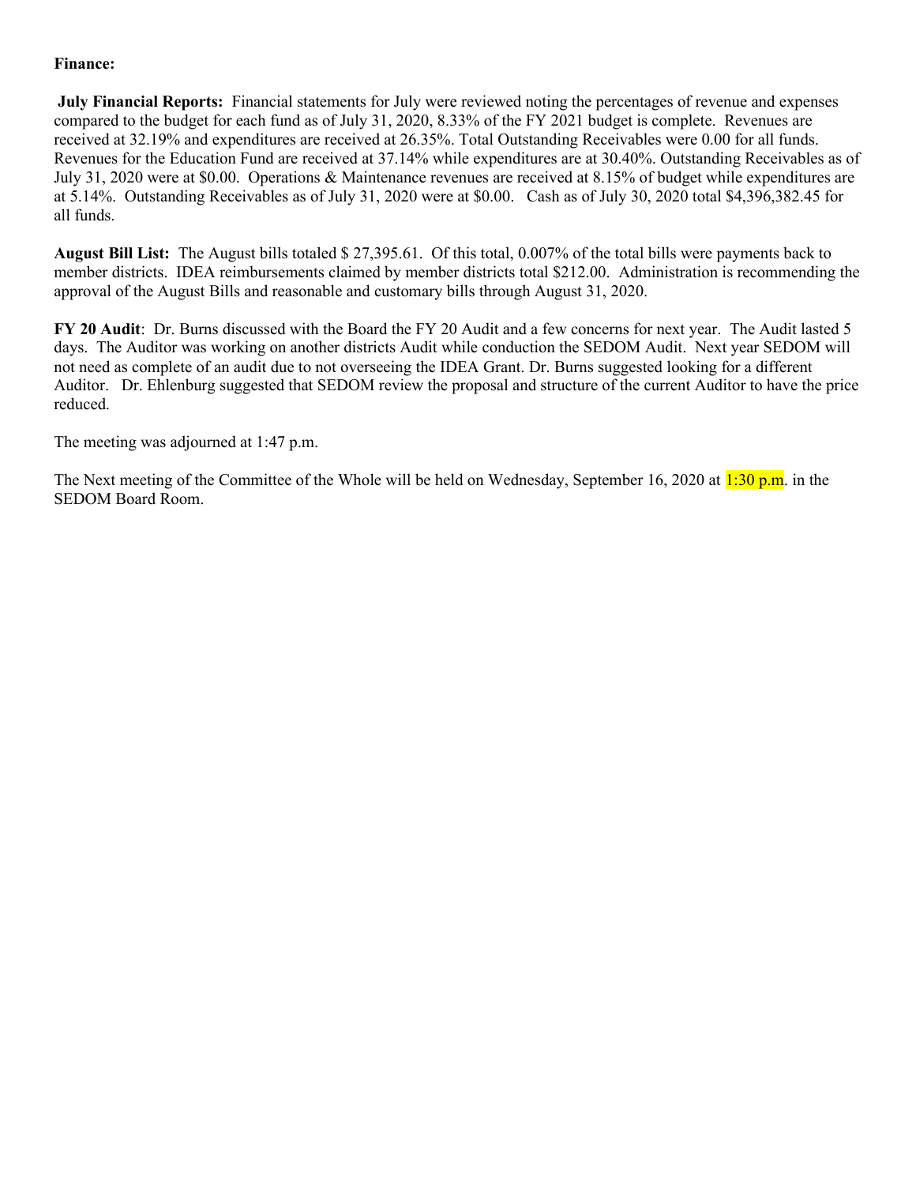**Finance:**

**July Financial Reports:** Financial statements for July were reviewed noting the percentages of revenue and expenses compared to the budget for each fund as of July 31, 2020, 8.33% of the FY 2021 budget is complete. Revenues are received at 32.19% and expenditures are received at 26.35%. Total Outstanding Receivables were 0.00 for all funds. Revenues for the Education Fund are received at 37.14% while expenditures are at 30.40%. Outstanding Receivables as of July 31, 2020 were at $0.00. Operations & Maintenance revenues are received at 8.15% of budget while expenditures are at 5.14%. Outstanding Receivables as of July 31, 2020 were at $0.00. Cash as of July 30, 2020 total $4,396,382.45 for all funds.

**August Bill List:** The August bills totaled $ 27,395.61. Of this total, 0.007% of the total bills were payments back to member districts. IDEA reimbursements claimed by member districts total $212.00. Administration is recommending the approval of the August Bills and reasonable and customary bills through August 31, 2020.

**FY 20 Audit**: Dr. Burns discussed with the Board the FY 20 Audit and a few concerns for next year. The Audit lasted 5 days. The Auditor was working on another districts Audit while conduction the SEDOM Audit. Next year SEDOM will not need as complete of an audit due to not overseeing the IDEA Grant. Dr. Burns suggested looking for a different Auditor. Dr. Ehlenburg suggested that SEDOM review the proposal and structure of the current Auditor to have the price reduced.

The meeting was adjourned at 1:47 p.m.

The Next meeting of the Committee of the Whole will be held on Wednesday, September 16, 2020 at 1:30 p.m. in the SEDOM Board Room.